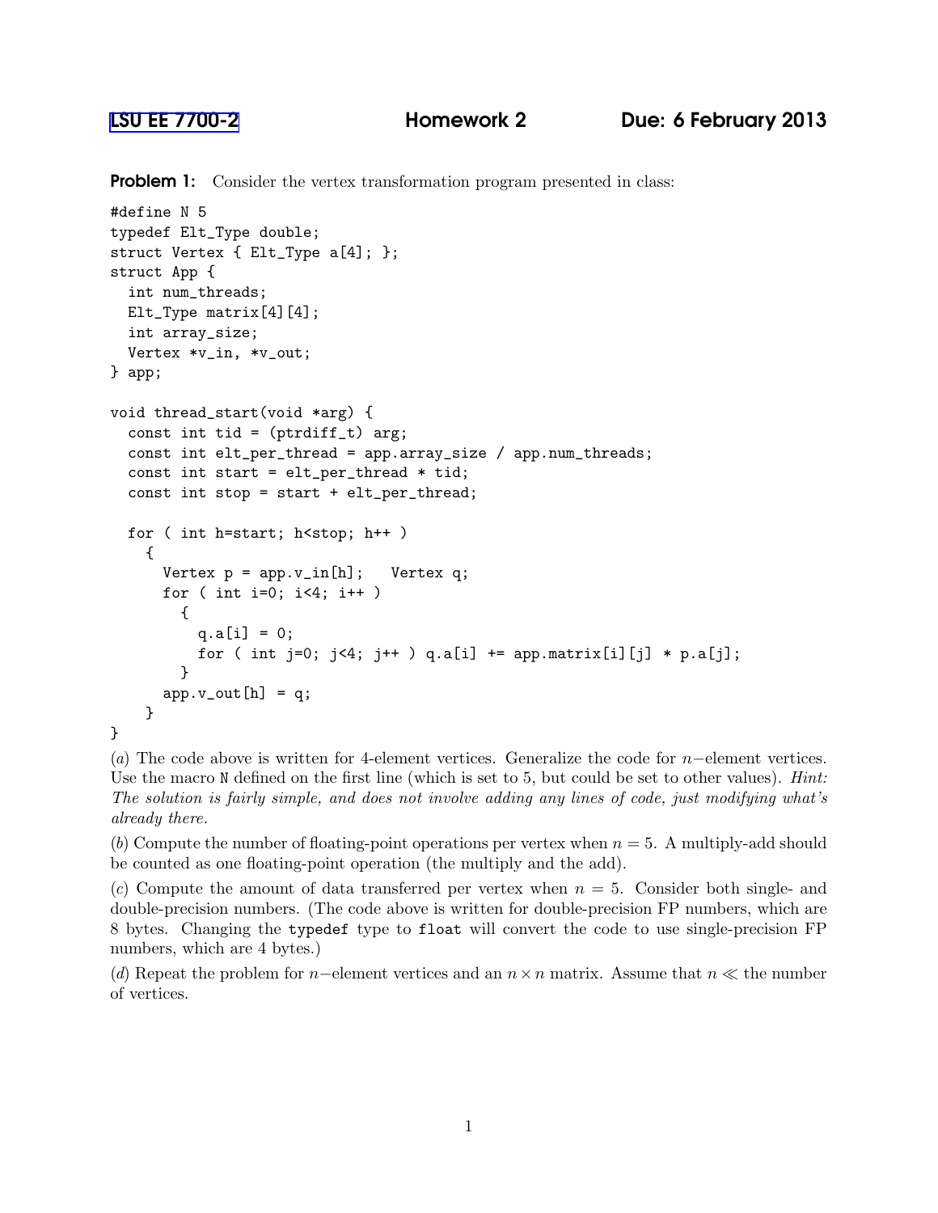LSU EE 7700-2 **Homework 2** **Due: 6 February 2013**

**Problem 1:** Consider the vertex transformation program presented in class:

```
#define N 5
typedef Elt_Type double;
struct Vertex { Elt_Type a[4]; };
struct App {
  int num_threads;
  Elt_Type matrix[4][4];
  int array_size;
  Vertex *v_in, *v_out;
} app;

void thread_start(void *arg) {
  const int tid = (ptrdiff_t) arg;
  const int elt_per_thread = app.array_size / app.num_threads;
  const int start = elt_per_thread * tid;
  const int stop = start + elt_per_thread;

  for ( int h=start; h<stop; h++ )
    {
      Vertex p = app.v_in[h];   Vertex q;
      for ( int i=0; i<4; i++ )
        {
          q.a[i] = 0;
          for ( int j=0; j<4; j++ ) q.a[i] += app.matrix[i][j] * p.a[j];
        }
      app.v_out[h] = q;
    }
}
```

(*a*) The code above is written for 4-element vertices. Generalize the code for $n-$element vertices. Use the macro `N` defined on the first line (which is set to 5, but could be set to other values). *Hint: The solution is fairly simple, and does not involve adding any lines of code, just modifying what's already there.*

(*b*) Compute the number of floating-point operations per vertex when $n = 5$. A multiply-add should be counted as one floating-point operation (the multiply and the add).

(*c*) Compute the amount of data transferred per vertex when $n = 5$. Consider both single- and double-precision numbers. (The code above is written for double-precision FP numbers, which are 8 bytes. Changing the `typedef` type to `float` will convert the code to use single-precision FP numbers, which are 4 bytes.)

(*d*) Repeat the problem for $n-$element vertices and an $n \times n$ matrix. Assume that $n \ll$ the number of vertices.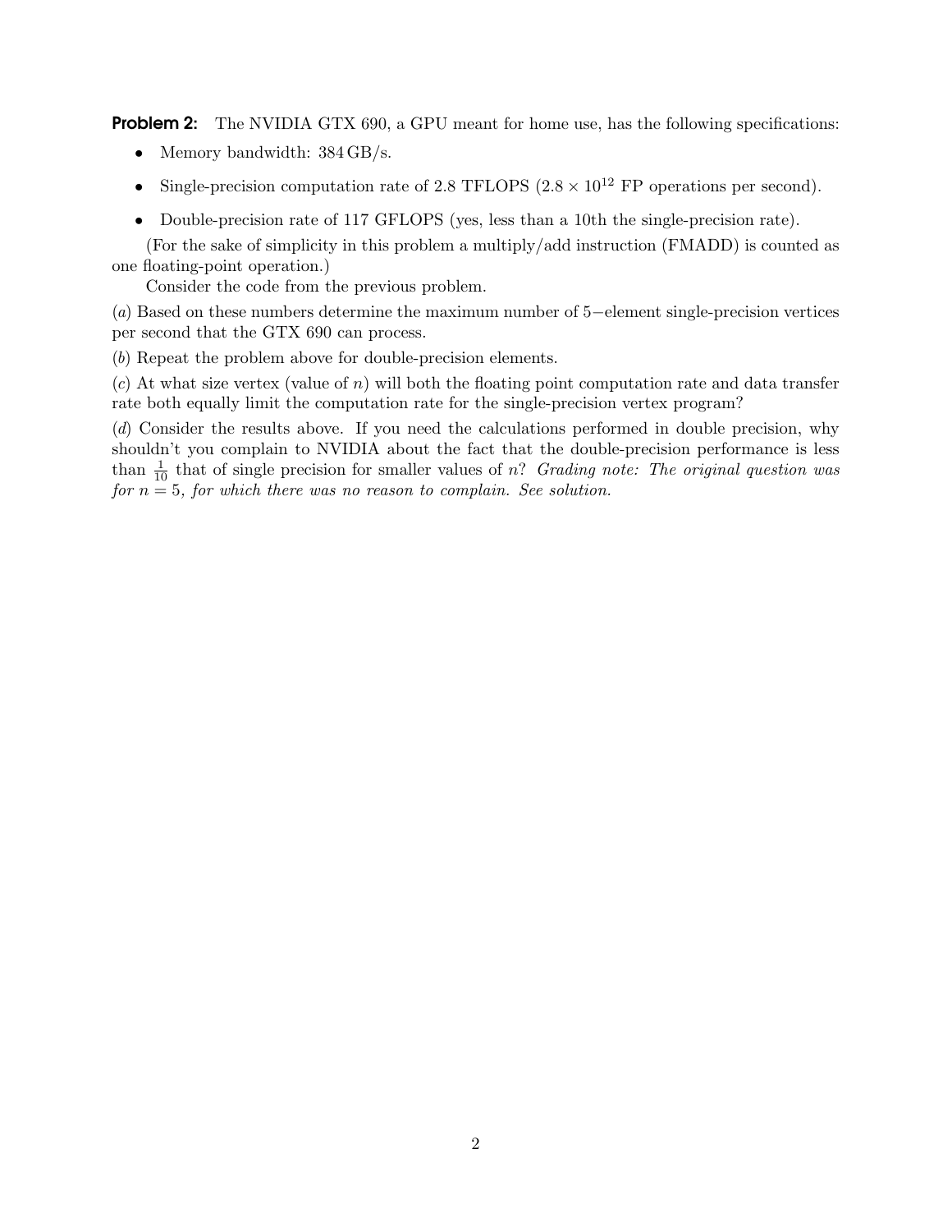**Problem 2:** The NVIDIA GTX 690, a GPU meant for home use, has the following specifications:

- Memory bandwidth: 384 GB/s.
- Single-precision computation rate of 2.8 TFLOPS ($2.8 \times 10^{12}$ FP operations per second).
- Double-precision rate of 117 GFLOPS (yes, less than a 10th the single-precision rate).

(For the sake of simplicity in this problem a multiply/add instruction (FMADD) is counted as one floating-point operation.)

Consider the code from the previous problem.

(*a*) Based on these numbers determine the maximum number of 5−element single-precision vertices per second that the GTX 690 can process.

(*b*) Repeat the problem above for double-precision elements.

(*c*) At what size vertex (value of $n$) will both the floating point computation rate and data transfer rate both equally limit the computation rate for the single-precision vertex program?

(*d*) Consider the results above. If you need the calculations performed in double precision, why shouldn't you complain to NVIDIA about the fact that the double-precision performance is less than $\frac{1}{10}$ that of single precision for smaller values of $n$? *Grading note: The original question was for $n = 5$, for which there was no reason to complain. See solution.*